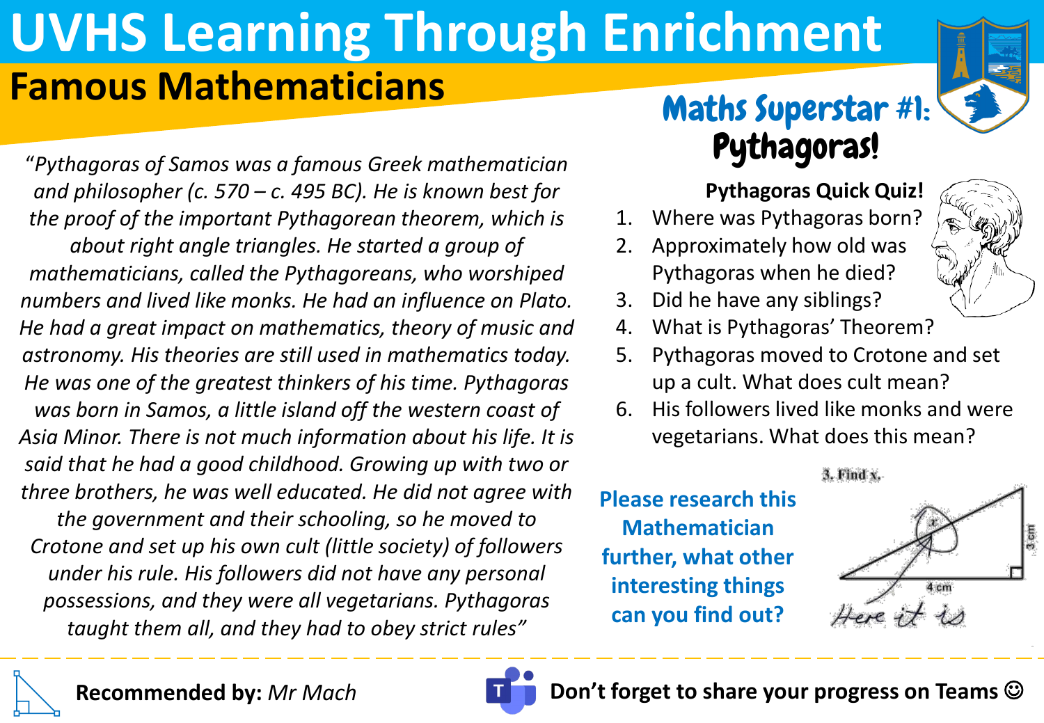# UVHS Learning Through Enrichment

## Famous Mathematicians

## Maths Superstar #1: Pythagoras!

*"Pythagoras of Samos was a famous Greek mathematician and philosopher (c. 570 – c. 495 BC). He is known best for the proof of the important Pythagorean theorem, which is about right angle triangles. He started a group of mathematicians, called the Pythagoreans, who worshiped numbers and lived like monks. He had an influence on Plato. He had a great impact on mathematics, theory of music and astronomy. His theories are still used in mathematics today. He was one of the greatest thinkers of his time. Pythagoras was born in Samos, a little island off the western coast of Asia Minor. There is not much information about his life. It is said that he had a good childhood. Growing up with two or three brothers, he was well educated. He did not agree with the government and their schooling, so he moved to Crotone and set up his own cult (little society) of followers under his rule. His followers did not have any personal possessions, and they were all vegetarians. Pythagoras taught them all, and they had to obey strict rules"*

### Pythagoras Quick Quiz!

1. Where was Pythagoras born?
2. Approximately how old was Pythagoras when he died?
3. Did he have any siblings?
4. What is Pythagoras' Theorem?
5. Pythagoras moved to Crotone and set up a cult. What does cult mean?
6. His followers lived like monks and were vegetarians. What does this mean?

**Please research this Mathematician further, what other interesting things can you find out?**

3. Find x.

x

3 cm

4 cm

Here it is

**Recommended by:** *Mr Mach*

**Don't forget to share your progress on Teams ☺**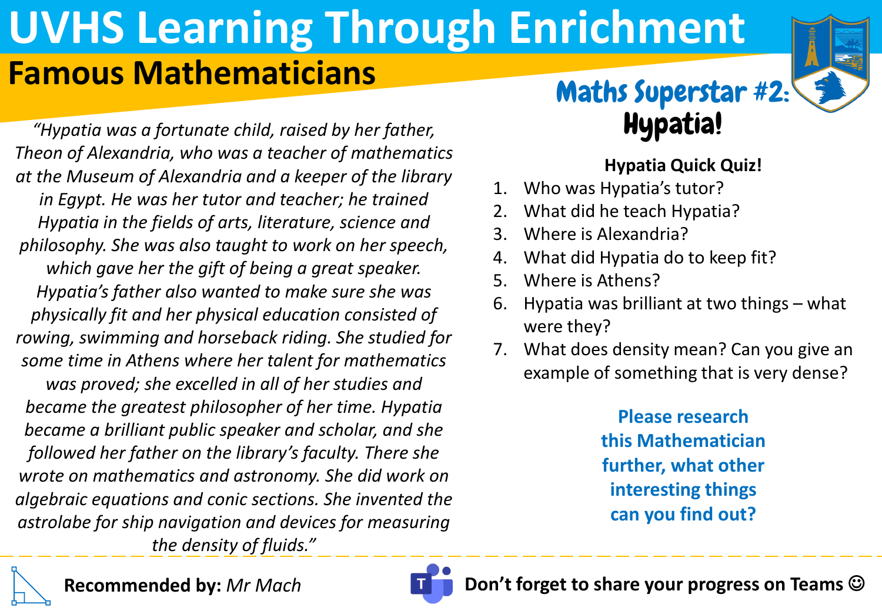# UVHS Learning Through Enrichment

## Famous Mathematicians

### Maths Superstar #2: Hypatia!

*"Hypatia was a fortunate child, raised by her father, Theon of Alexandria, who was a teacher of mathematics at the Museum of Alexandria and a keeper of the library in Egypt. He was her tutor and teacher; he trained Hypatia in the fields of arts, literature, science and philosophy. She was also taught to work on her speech, which gave her the gift of being a great speaker. Hypatia's father also wanted to make sure she was physically fit and her physical education consisted of rowing, swimming and horseback riding. She studied for some time in Athens where her talent for mathematics was proved; she excelled in all of her studies and became the greatest philosopher of her time. Hypatia became a brilliant public speaker and scholar, and she followed her father on the library's faculty. There she wrote on mathematics and astronomy. She did work on algebraic equations and conic sections. She invented the astrolabe for ship navigation and devices for measuring the density of fluids."*

**Hypatia Quick Quiz!**

1. Who was Hypatia's tutor?
2. What did he teach Hypatia?
3. Where is Alexandria?
4. What did Hypatia do to keep fit?
5. Where is Athens?
6. Hypatia was brilliant at two things – what were they?
7. What does density mean? Can you give an example of something that is very dense?

**Please research this Mathematician further, what other interesting things can you find out?**

**Recommended by:** *Mr Mach*

**Don't forget to share your progress on Teams ☺**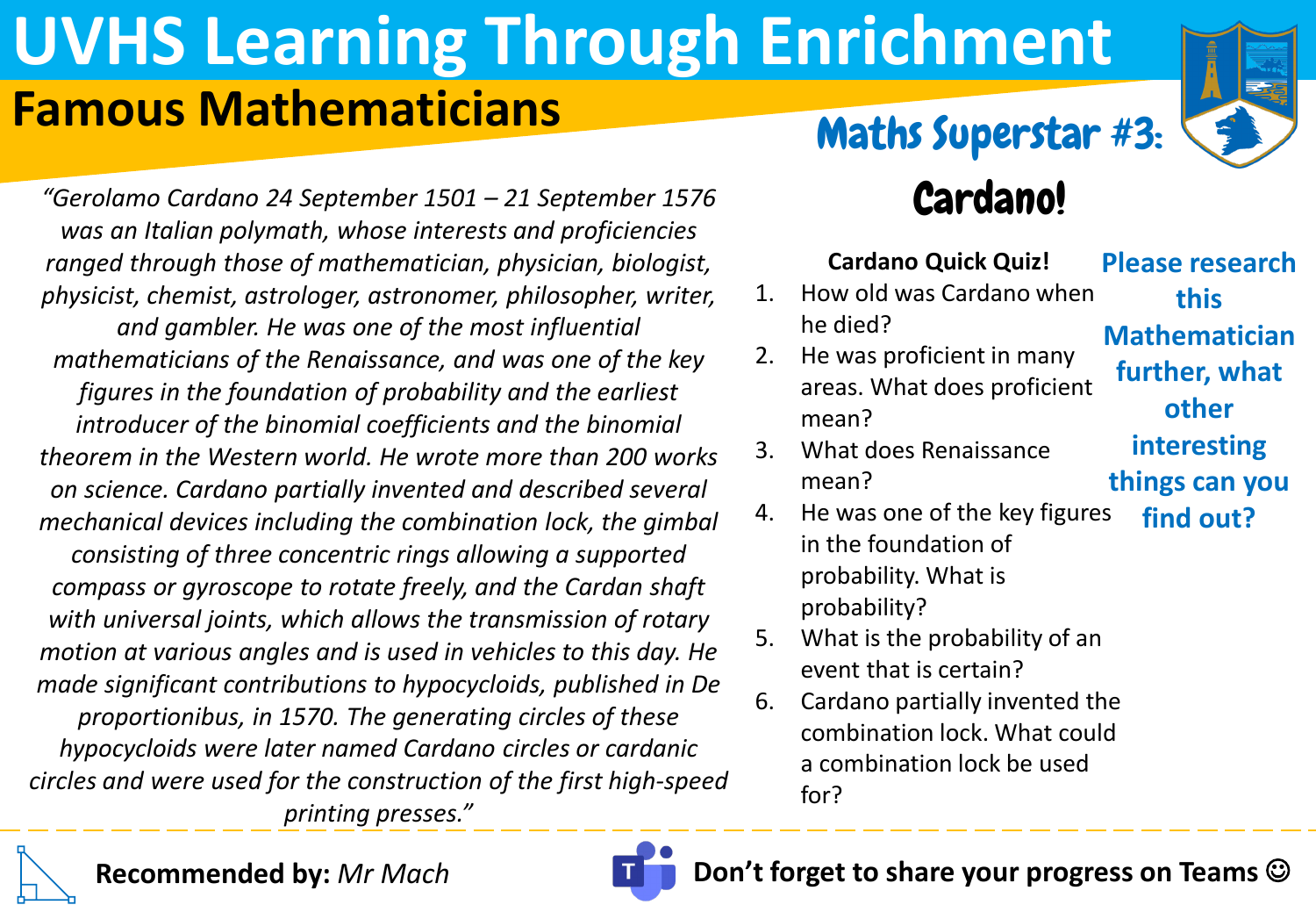# UVHS Learning Through Enrichment

## Famous Mathematicians

### Maths Superstar #3: Cardano!

*"Gerolamo Cardano 24 September 1501 – 21 September 1576 was an Italian polymath, whose interests and proficiencies ranged through those of mathematician, physician, biologist, physicist, chemist, astrologer, astronomer, philosopher, writer, and gambler. He was one of the most influential mathematicians of the Renaissance, and was one of the key figures in the foundation of probability and the earliest introducer of the binomial coefficients and the binomial theorem in the Western world. He wrote more than 200 works on science. Cardano partially invented and described several mechanical devices including the combination lock, the gimbal consisting of three concentric rings allowing a supported compass or gyroscope to rotate freely, and the Cardan shaft with universal joints, which allows the transmission of rotary motion at various angles and is used in vehicles to this day. He made significant contributions to hypocycloids, published in De proportionibus, in 1570. The generating circles of these hypocycloids were later named Cardano circles or cardanic circles and were used for the construction of the first high-speed printing presses."*

**Cardano Quick Quiz!**

1. How old was Cardano when he died?
2. He was proficient in many areas. What does proficient mean?
3. What does Renaissance mean?
4. He was one of the key figures in the foundation of probability. What is probability?
5. What is the probability of an event that is certain?
6. Cardano partially invented the combination lock. What could a combination lock be used for?

**Please research this Mathematician further, what other interesting things can you find out?**

**Recommended by:** *Mr Mach*

**Don't forget to share your progress on Teams ☺**